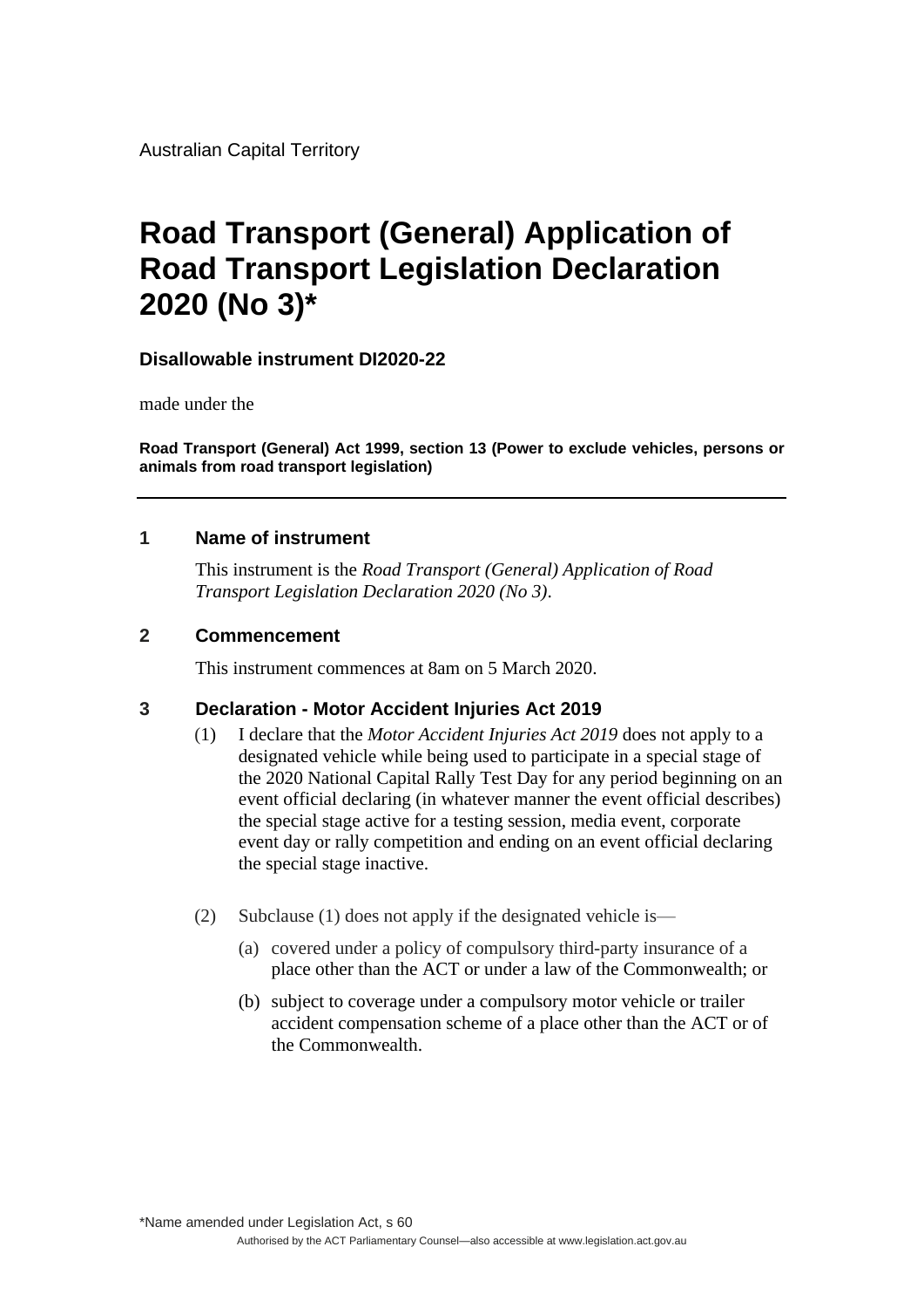Australian Capital Territory

# Road Transport (General) Application of Road Transport Legislation Declaration 2020 (No 3)*

**Disallowable instrument DI2020-22**

made under the

**Road Transport (General) Act 1999, section 13 (Power to exclude vehicles, persons or animals from road transport legislation)**

---

## 1 Name of instrument

This instrument is the *Road Transport (General) Application of Road Transport Legislation Declaration 2020 (No 3)*.

## 2 Commencement

This instrument commences at 8am on 5 March 2020.

## 3 Declaration - Motor Accident Injuries Act 2019

(1) I declare that the *Motor Accident Injuries Act 2019* does not apply to a designated vehicle while being used to participate in a special stage of the 2020 National Capital Rally Test Day for any period beginning on an event official declaring (in whatever manner the event official describes) the special stage active for a testing session, media event, corporate event day or rally competition and ending on an event official declaring the special stage inactive.

(2) Subclause (1) does not apply if the designated vehicle is—

(a) covered under a policy of compulsory third-party insurance of a place other than the ACT or under a law of the Commonwealth; or

(b) subject to coverage under a compulsory motor vehicle or trailer accident compensation scheme of a place other than the ACT or of the Commonwealth.

*Name amended under Legislation Act, s 60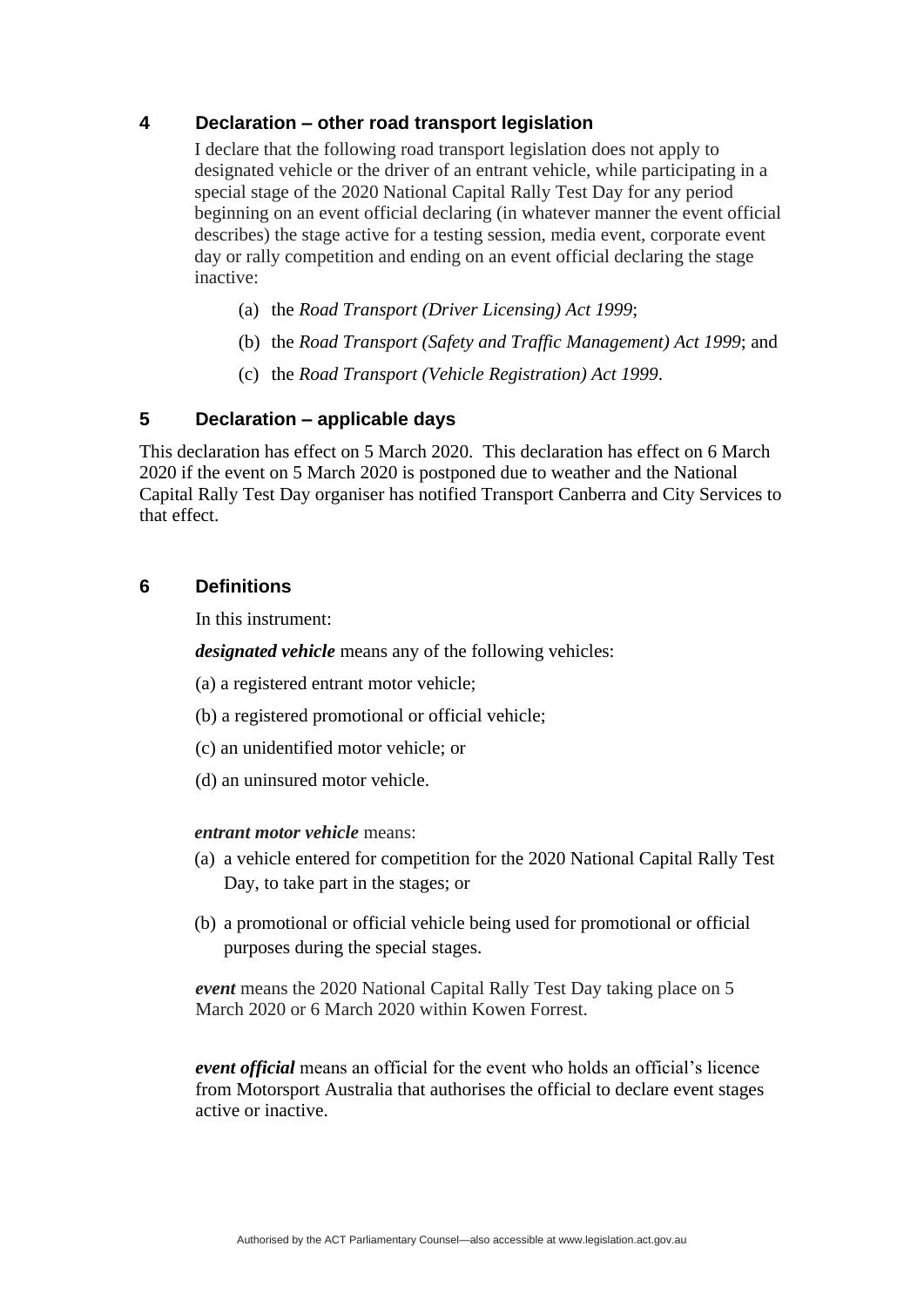## 4 Declaration – other road transport legislation

I declare that the following road transport legislation does not apply to designated vehicle or the driver of an entrant vehicle, while participating in a special stage of the 2020 National Capital Rally Test Day for any period beginning on an event official declaring (in whatever manner the event official describes) the stage active for a testing session, media event, corporate event day or rally competition and ending on an event official declaring the stage inactive:

(a) the *Road Transport (Driver Licensing) Act 1999*;

(b) the *Road Transport (Safety and Traffic Management) Act 1999*; and

(c) the *Road Transport (Vehicle Registration) Act 1999*.

## 5 Declaration – applicable days

This declaration has effect on 5 March 2020. This declaration has effect on 6 March 2020 if the event on 5 March 2020 is postponed due to weather and the National Capital Rally Test Day organiser has notified Transport Canberra and City Services to that effect.

## 6 Definitions

In this instrument:

***designated vehicle*** means any of the following vehicles:

(a) a registered entrant motor vehicle;

(b) a registered promotional or official vehicle;

(c) an unidentified motor vehicle; or

(d) an uninsured motor vehicle.

***entrant motor vehicle*** means:

(a) a vehicle entered for competition for the 2020 National Capital Rally Test Day, to take part in the stages; or

(b) a promotional or official vehicle being used for promotional or official purposes during the special stages.

***event*** means the 2020 National Capital Rally Test Day taking place on 5 March 2020 or 6 March 2020 within Kowen Forrest.

***event official*** means an official for the event who holds an official's licence from Motorsport Australia that authorises the official to declare event stages active or inactive.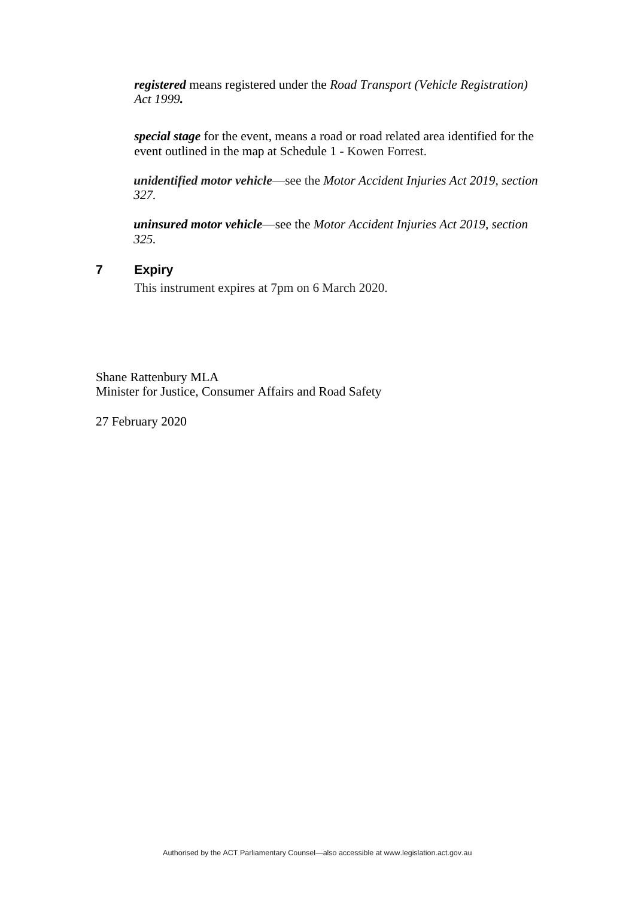***registered*** means registered under the *Road Transport (Vehicle Registration) Act 1999.*

***special stage*** for the event, means a road or road related area identified for the event outlined in the map at Schedule 1 - Kowen Forrest.

***unidentified motor vehicle***—see the *Motor Accident Injuries Act 2019, section 327.*

***uninsured motor vehicle***—see the *Motor Accident Injuries Act 2019, section 325.*

## 7 Expiry

This instrument expires at 7pm on 6 March 2020.

Shane Rattenbury MLA
Minister for Justice, Consumer Affairs and Road Safety

27 February 2020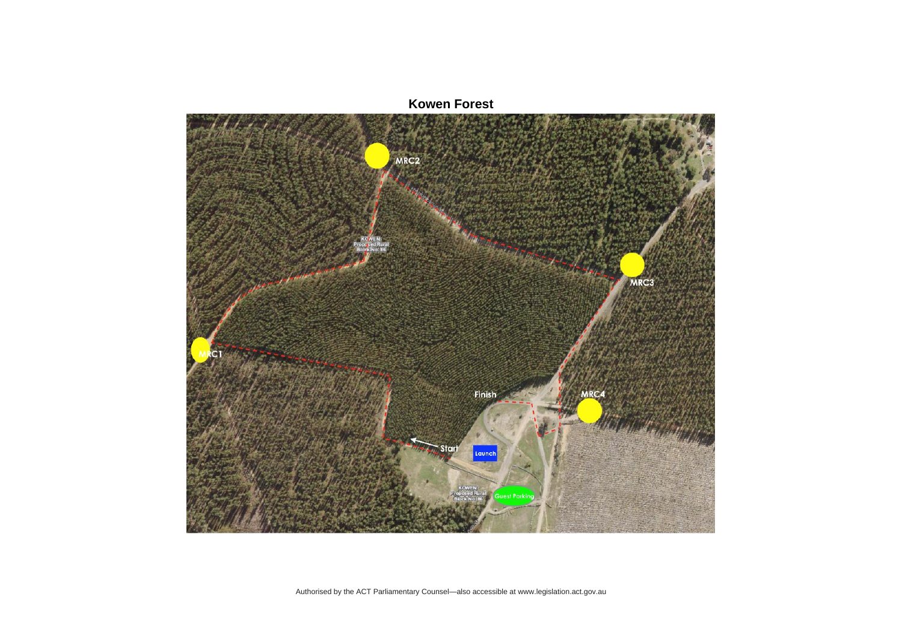**Kowen Forest**

MRC2

KOWEN Proposed Rural Block No: 86

MRC3

MRC1

Finish

MRC4

Start

Launch

KOWEN Proposed Rural Block No: 86

Guest Parking

Authorised by the ACT Parliamentary Counsel—also accessible at www.legislation.act.gov.au